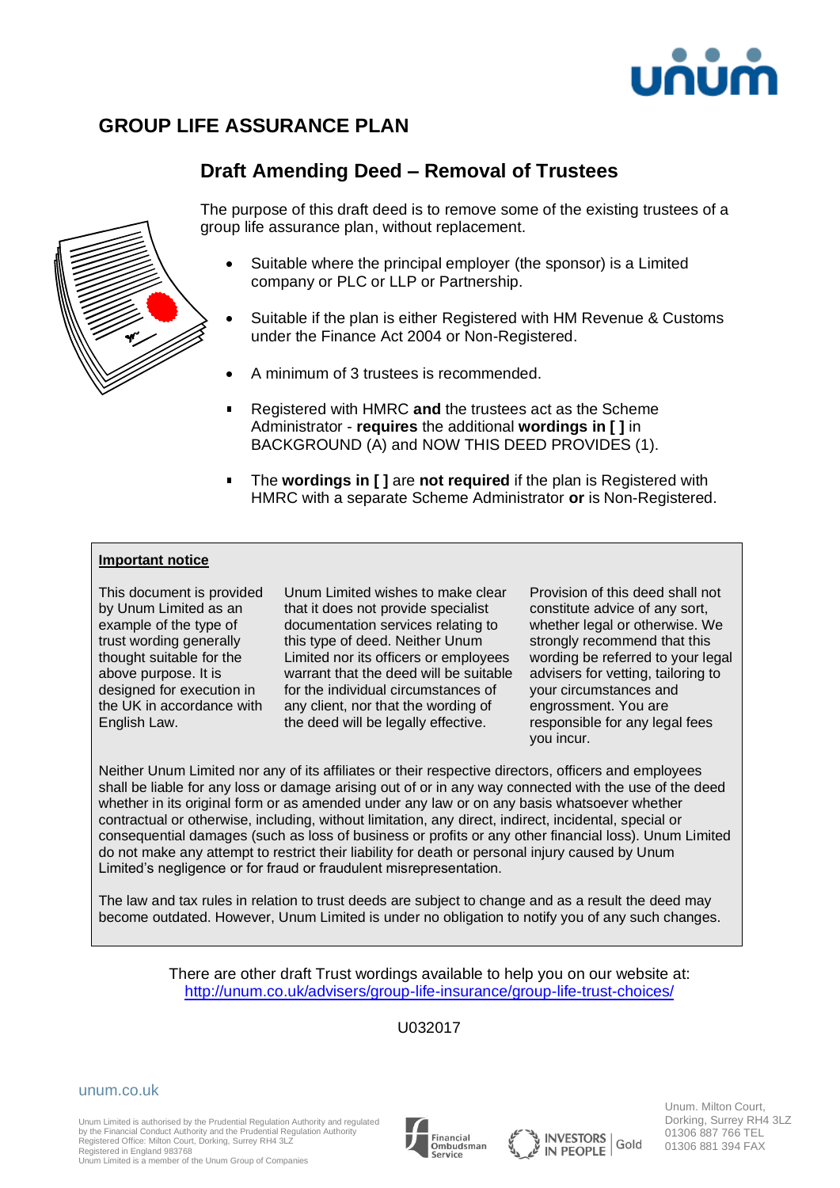# GROUP LIFE ASSURANCE PLAN

## Draft Amending Deed – Removal of Trustees

The purpose of this draft deed is to remove some of the existing trustees of a group life assurance plan, without replacement.

- Suitable where the principal employer (the sponsor) is a Limited company or PLC or LLP or Partnership.
- Suitable if the plan is either Registered with HM Revenue & Customs under the Finance Act 2004 or Non-Registered.
- A minimum of 3 trustees is recommended.
- Registered with HMRC **and** the trustees act as the Scheme Administrator - **requires** the additional **wordings in [ ]** in BACKGROUND (A) and NOW THIS DEED PROVIDES (1).
- The **wordings in [ ]** are **not required** if the plan is Registered with HMRC with a separate Scheme Administrator **or** is Non-Registered.

**Important notice**

This document is provided by Unum Limited as an example of the type of trust wording generally thought suitable for the above purpose. It is designed for execution in the UK in accordance with English Law.

Unum Limited wishes to make clear that it does not provide specialist documentation services relating to this type of deed. Neither Unum Limited nor its officers or employees warrant that the deed will be suitable for the individual circumstances of any client, nor that the wording of the deed will be legally effective.

Provision of this deed shall not constitute advice of any sort, whether legal or otherwise. We strongly recommend that this wording be referred to your legal advisers for vetting, tailoring to your circumstances and engrossment. You are responsible for any legal fees you incur.

Neither Unum Limited nor any of its affiliates or their respective directors, officers and employees shall be liable for any loss or damage arising out of or in any way connected with the use of the deed whether in its original form or as amended under any law or on any basis whatsoever whether contractual or otherwise, including, without limitation, any direct, indirect, incidental, special or consequential damages (such as loss of business or profits or any other financial loss). Unum Limited do not make any attempt to restrict their liability for death or personal injury caused by Unum Limited's negligence or for fraud or fraudulent misrepresentation.

The law and tax rules in relation to trust deeds are subject to change and as a result the deed may become outdated. However, Unum Limited is under no obligation to notify you of any such changes.

There are other draft Trust wordings available to help you on our website at:
http://unum.co.uk/advisers/group-life-insurance/group-life-trust-choices/

U032017

unum.co.uk

Unum Limited is authorised by the Prudential Regulation Authority and regulated by the Financial Conduct Authority and the Prudential Regulation Authority
Registered Office: Milton Court, Dorking, Surrey RH4 3LZ
Registered in England 983768
Unum Limited is a member of the Unum Group of Companies

Unum. Milton Court, Dorking, Surrey RH4 3LZ
01306 887 766 TEL
01306 881 394 FAX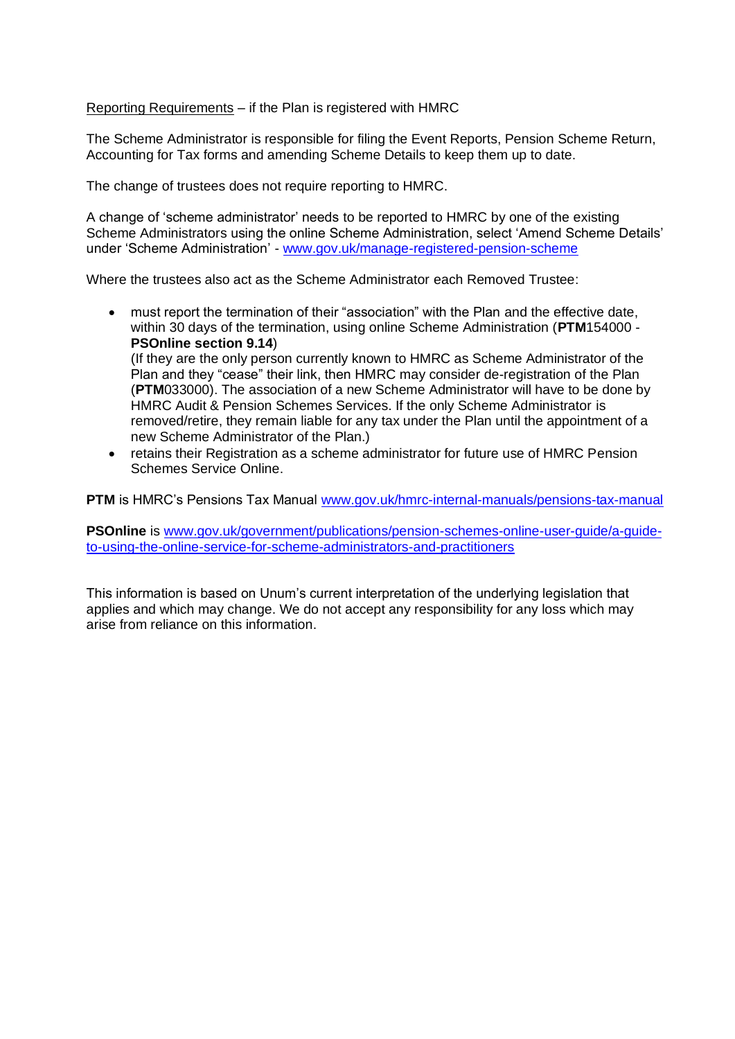<u>Reporting Requirements</u> – if the Plan is registered with HMRC

The Scheme Administrator is responsible for filing the Event Reports, Pension Scheme Return, Accounting for Tax forms and amending Scheme Details to keep them up to date.

The change of trustees does not require reporting to HMRC.

A change of 'scheme administrator' needs to be reported to HMRC by one of the existing Scheme Administrators using the online Scheme Administration, select 'Amend Scheme Details' under 'Scheme Administration' - [www.gov.uk/manage-registered-pension-scheme](http://www.gov.uk/manage-registered-pension-scheme)

Where the trustees also act as the Scheme Administrator each Removed Trustee:

- must report the termination of their "association" with the Plan and the effective date, within 30 days of the termination, using online Scheme Administration (**PTM**154000 - **PSOnline section 9.14**)
  (If they are the only person currently known to HMRC as Scheme Administrator of the Plan and they "cease" their link, then HMRC may consider de-registration of the Plan (**PTM**033000). The association of a new Scheme Administrator will have to be done by HMRC Audit & Pension Schemes Services. If the only Scheme Administrator is removed/retire, they remain liable for any tax under the Plan until the appointment of a new Scheme Administrator of the Plan.)
- retains their Registration as a scheme administrator for future use of HMRC Pension Schemes Service Online.

**PTM** is HMRC's Pensions Tax Manual [www.gov.uk/hmrc-internal-manuals/pensions-tax-manual](http://www.gov.uk/hmrc-internal-manuals/pensions-tax-manual)

**PSOnline** is [www.gov.uk/government/publications/pension-schemes-online-user-guide/a-guide-to-using-the-online-service-for-scheme-administrators-and-practitioners](http://www.gov.uk/government/publications/pension-schemes-online-user-guide/a-guide-to-using-the-online-service-for-scheme-administrators-and-practitioners)

This information is based on Unum's current interpretation of the underlying legislation that applies and which may change. We do not accept any responsibility for any loss which may arise from reliance on this information.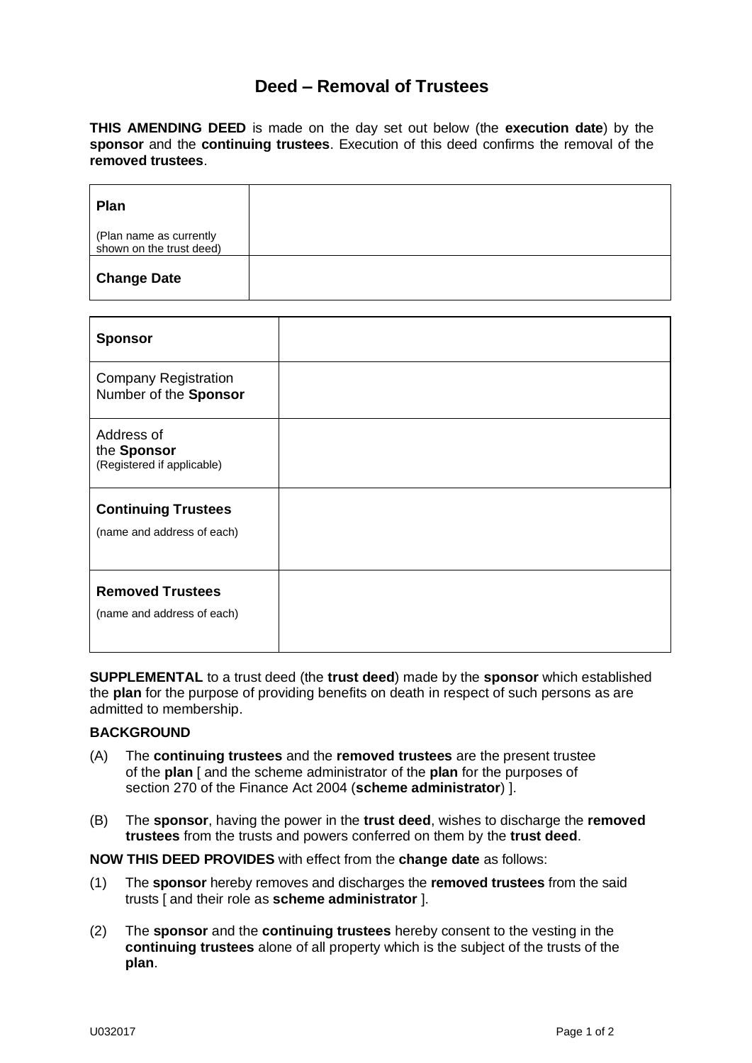# Deed – Removal of Trustees

**THIS AMENDING DEED** is made on the day set out below (the **execution date**) by the **sponsor** and the **continuing trustees**. Execution of this deed confirms the removal of the **removed trustees**.

| **Plan**<br>(Plan name as currently shown on the trust deed) | |
|---|---|
| **Change Date** | |

| **Sponsor** | |
|---|---|
| Company Registration Number of the **Sponsor** | |
| Address of the **Sponsor**<br>(Registered if applicable) | |
| **Continuing Trustees**<br>(name and address of each) | |
| **Removed Trustees**<br>(name and address of each) | |

**SUPPLEMENTAL** to a trust deed (the **trust deed**) made by the **sponsor** which established the **plan** for the purpose of providing benefits on death in respect of such persons as are admitted to membership.

**BACKGROUND**

(A) The **continuing trustees** and the **removed trustees** are the present trustee of the **plan** [ and the scheme administrator of the **plan** for the purposes of section 270 of the Finance Act 2004 (**scheme administrator**) ].

(B) The **sponsor**, having the power in the **trust deed**, wishes to discharge the **removed trustees** from the trusts and powers conferred on them by the **trust deed**.

**NOW THIS DEED PROVIDES** with effect from the **change date** as follows:

(1) The **sponsor** hereby removes and discharges the **removed trustees** from the said trusts [ and their role as **scheme administrator** ].

(2) The **sponsor** and the **continuing trustees** hereby consent to the vesting in the **continuing trustees** alone of all property which is the subject of the trusts of the **plan**.

U032017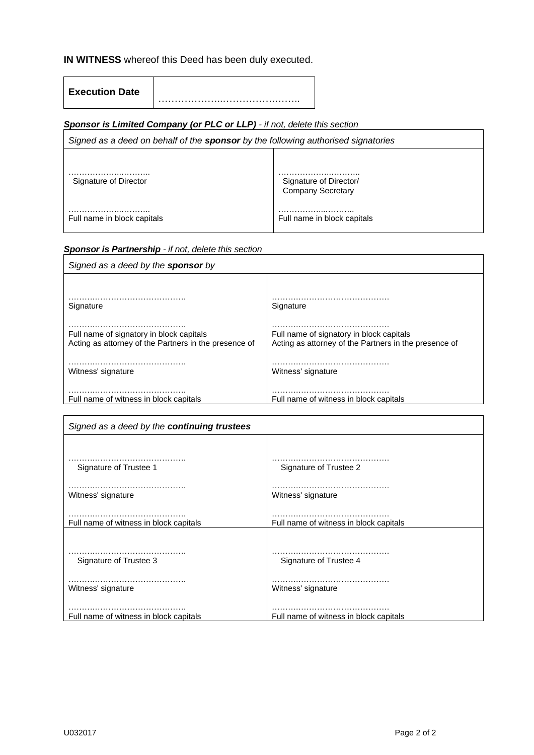**IN WITNESS** whereof this Deed has been duly executed.

| | |
|---|---|
| **Execution Date** | ………………..……………..…….. |

***Sponsor is Limited Company (or PLC or LLP)*** *- if not, delete this section*

| *Signed as a deed on behalf of the* ***sponsor*** *by the following authorised signatories* | |
|---|---|
| ……………..……….. Signature of Director | ……………..……….. Signature of Director/ Company Secretary |
| ……………..……….. Full name in block capitals | ……………..……….. Full name in block capitals |

***Sponsor is Partnership*** *- if not, delete this section*

| *Signed as a deed by the* ***sponsor*** *by* | |
|---|---|
| ……….……………………………. Signature | ……….……………………………. Signature |
| ……….……………………………. Full name of signatory in block capitals Acting as attorney of the Partners in the presence of | ……….……………………………. Full name of signatory in block capitals Acting as attorney of the Partners in the presence of |
| ……….……………………………. Witness' signature | ……….……………………………. Witness' signature |
| ……….……………………………. Full name of witness in block capitals | ……….……………………………. Full name of witness in block capitals |

| *Signed as a deed by the* ***continuing trustees*** | |
|---|---|
| ……….……………………………. Signature of Trustee 1 | ……….……………………………. Signature of Trustee 2 |
| ……….……………………………. Witness' signature | ……….……………………………. Witness' signature |
| ……….……………………………. Full name of witness in block capitals | ……….……………………………. Full name of witness in block capitals |
| ……….……………………………. Signature of Trustee 3 | ……….……………………………. Signature of Trustee 4 |
| ……….……………………………. Witness' signature | ……….……………………………. Witness' signature |
| ……….……………………………. Full name of witness in block capitals | ……….……………………………. Full name of witness in block capitals |

U032017